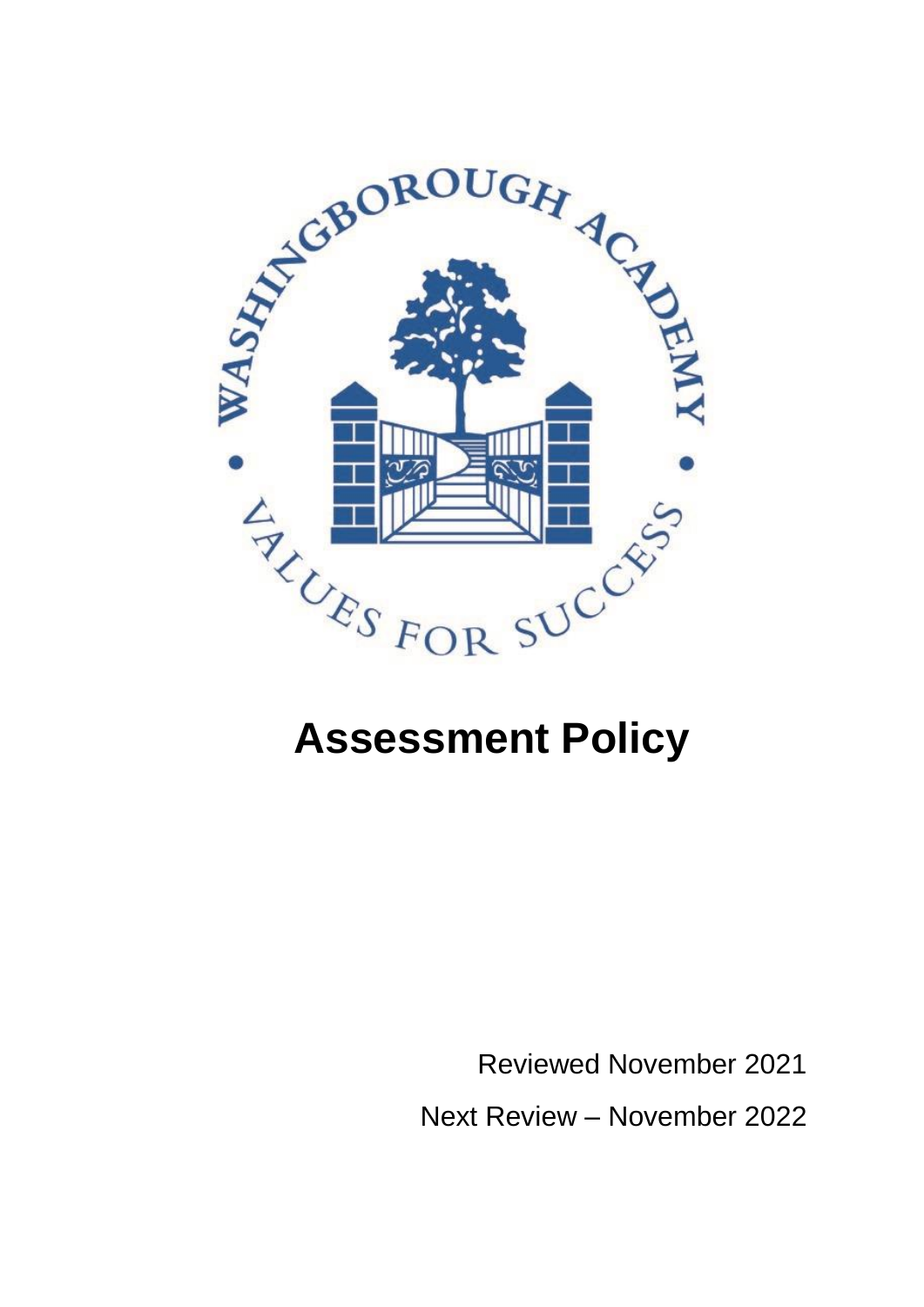# Assessment Policy

Reviewed November 2021

Next Review – November 2022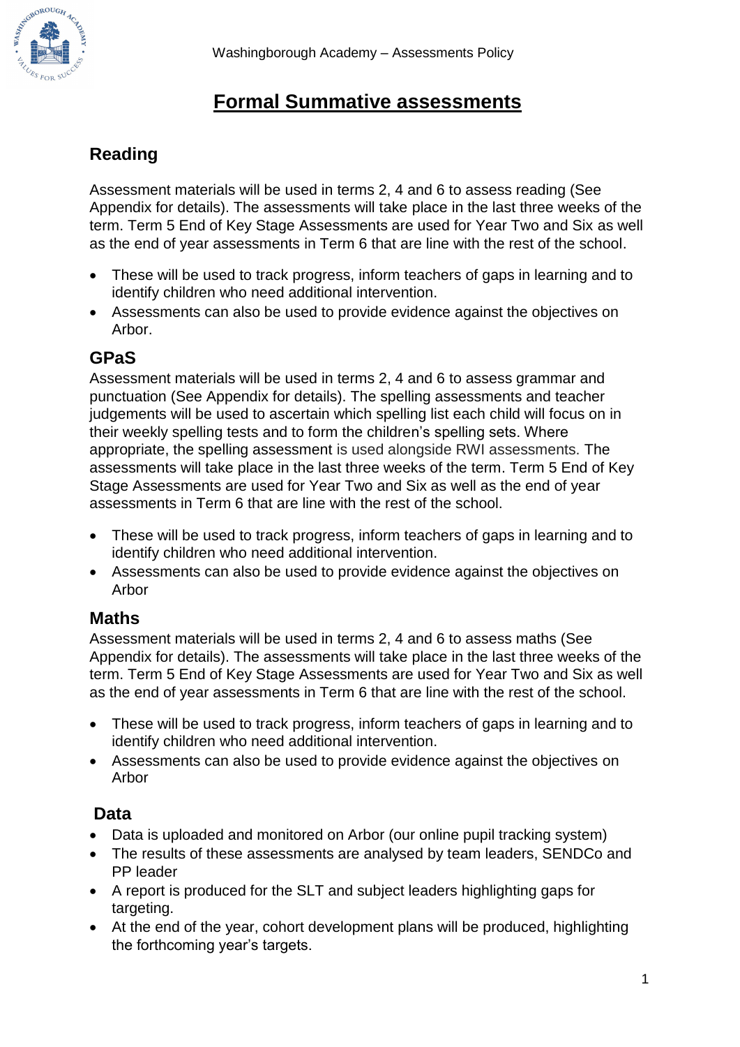# Formal Summative assessments

## Reading

Assessment materials will be used in terms 2, 4 and 6 to assess reading (See Appendix for details). The assessments will take place in the last three weeks of the term. Term 5 End of Key Stage Assessments are used for Year Two and Six as well as the end of year assessments in Term 6 that are line with the rest of the school.

- These will be used to track progress, inform teachers of gaps in learning and to identify children who need additional intervention.
- Assessments can also be used to provide evidence against the objectives on Arbor.

## GPaS

Assessment materials will be used in terms 2, 4 and 6 to assess grammar and punctuation (See Appendix for details). The spelling assessments and teacher judgements will be used to ascertain which spelling list each child will focus on in their weekly spelling tests and to form the children's spelling sets. Where appropriate, the spelling assessment is used alongside RWI assessments. The assessments will take place in the last three weeks of the term. Term 5 End of Key Stage Assessments are used for Year Two and Six as well as the end of year assessments in Term 6 that are line with the rest of the school.

- These will be used to track progress, inform teachers of gaps in learning and to identify children who need additional intervention.
- Assessments can also be used to provide evidence against the objectives on Arbor

## Maths

Assessment materials will be used in terms 2, 4 and 6 to assess maths (See Appendix for details). The assessments will take place in the last three weeks of the term. Term 5 End of Key Stage Assessments are used for Year Two and Six as well as the end of year assessments in Term 6 that are line with the rest of the school.

- These will be used to track progress, inform teachers of gaps in learning and to identify children who need additional intervention.
- Assessments can also be used to provide evidence against the objectives on Arbor

## Data

- Data is uploaded and monitored on Arbor (our online pupil tracking system)
- The results of these assessments are analysed by team leaders, SENDCo and PP leader
- A report is produced for the SLT and subject leaders highlighting gaps for targeting.
- At the end of the year, cohort development plans will be produced, highlighting the forthcoming year's targets.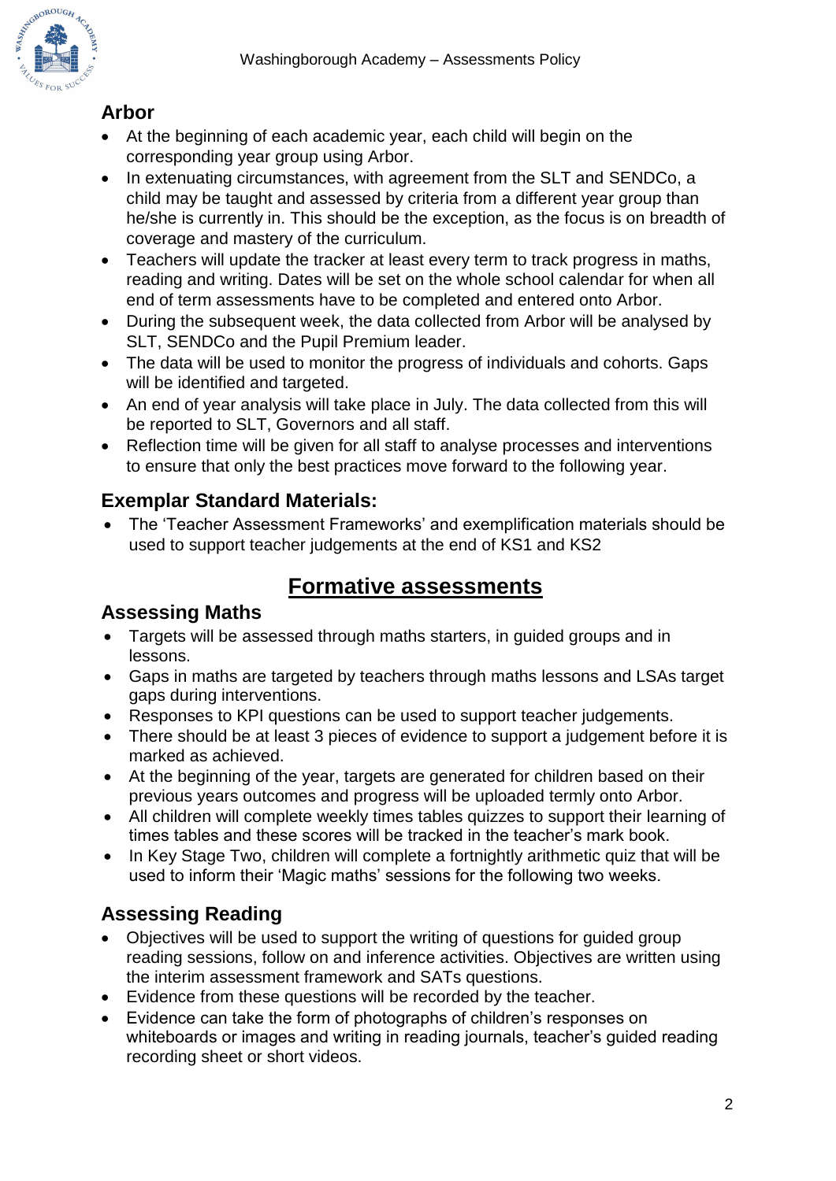## Arbor

- At the beginning of each academic year, each child will begin on the corresponding year group using Arbor.
- In extenuating circumstances, with agreement from the SLT and SENDCo, a child may be taught and assessed by criteria from a different year group than he/she is currently in. This should be the exception, as the focus is on breadth of coverage and mastery of the curriculum.
- Teachers will update the tracker at least every term to track progress in maths, reading and writing. Dates will be set on the whole school calendar for when all end of term assessments have to be completed and entered onto Arbor.
- During the subsequent week, the data collected from Arbor will be analysed by SLT, SENDCo and the Pupil Premium leader.
- The data will be used to monitor the progress of individuals and cohorts. Gaps will be identified and targeted.
- An end of year analysis will take place in July. The data collected from this will be reported to SLT, Governors and all staff.
- Reflection time will be given for all staff to analyse processes and interventions to ensure that only the best practices move forward to the following year.

## Exemplar Standard Materials:

- The 'Teacher Assessment Frameworks' and exemplification materials should be used to support teacher judgements at the end of KS1 and KS2

# Formative assessments

## Assessing Maths

- Targets will be assessed through maths starters, in guided groups and in lessons.
- Gaps in maths are targeted by teachers through maths lessons and LSAs target gaps during interventions.
- Responses to KPI questions can be used to support teacher judgements.
- There should be at least 3 pieces of evidence to support a judgement before it is marked as achieved.
- At the beginning of the year, targets are generated for children based on their previous years outcomes and progress will be uploaded termly onto Arbor.
- All children will complete weekly times tables quizzes to support their learning of times tables and these scores will be tracked in the teacher's mark book.
- In Key Stage Two, children will complete a fortnightly arithmetic quiz that will be used to inform their 'Magic maths' sessions for the following two weeks.

## Assessing Reading

- Objectives will be used to support the writing of questions for guided group reading sessions, follow on and inference activities. Objectives are written using the interim assessment framework and SATs questions.
- Evidence from these questions will be recorded by the teacher.
- Evidence can take the form of photographs of children's responses on whiteboards or images and writing in reading journals, teacher's guided reading recording sheet or short videos.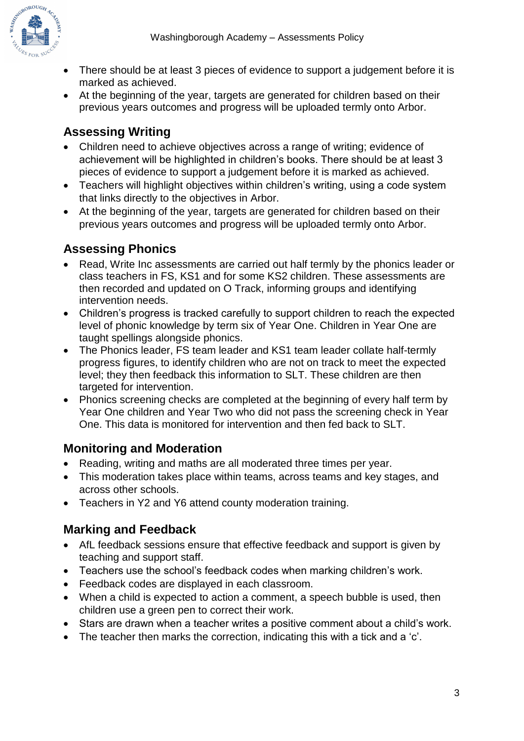- There should be at least 3 pieces of evidence to support a judgement before it is marked as achieved.
- At the beginning of the year, targets are generated for children based on their previous years outcomes and progress will be uploaded termly onto Arbor.

## Assessing Writing

- Children need to achieve objectives across a range of writing; evidence of achievement will be highlighted in children's books. There should be at least 3 pieces of evidence to support a judgement before it is marked as achieved.
- Teachers will highlight objectives within children's writing, using a code system that links directly to the objectives in Arbor.
- At the beginning of the year, targets are generated for children based on their previous years outcomes and progress will be uploaded termly onto Arbor.

## Assessing Phonics

- Read, Write Inc assessments are carried out half termly by the phonics leader or class teachers in FS, KS1 and for some KS2 children. These assessments are then recorded and updated on O Track, informing groups and identifying intervention needs.
- Children's progress is tracked carefully to support children to reach the expected level of phonic knowledge by term six of Year One. Children in Year One are taught spellings alongside phonics.
- The Phonics leader, FS team leader and KS1 team leader collate half-termly progress figures, to identify children who are not on track to meet the expected level; they then feedback this information to SLT. These children are then targeted for intervention.
- Phonics screening checks are completed at the beginning of every half term by Year One children and Year Two who did not pass the screening check in Year One. This data is monitored for intervention and then fed back to SLT.

## Monitoring and Moderation

- Reading, writing and maths are all moderated three times per year.
- This moderation takes place within teams, across teams and key stages, and across other schools.
- Teachers in Y2 and Y6 attend county moderation training.

## Marking and Feedback

- AfL feedback sessions ensure that effective feedback and support is given by teaching and support staff.
- Teachers use the school's feedback codes when marking children's work.
- Feedback codes are displayed in each classroom.
- When a child is expected to action a comment, a speech bubble is used, then children use a green pen to correct their work.
- Stars are drawn when a teacher writes a positive comment about a child's work.
- The teacher then marks the correction, indicating this with a tick and a 'c'.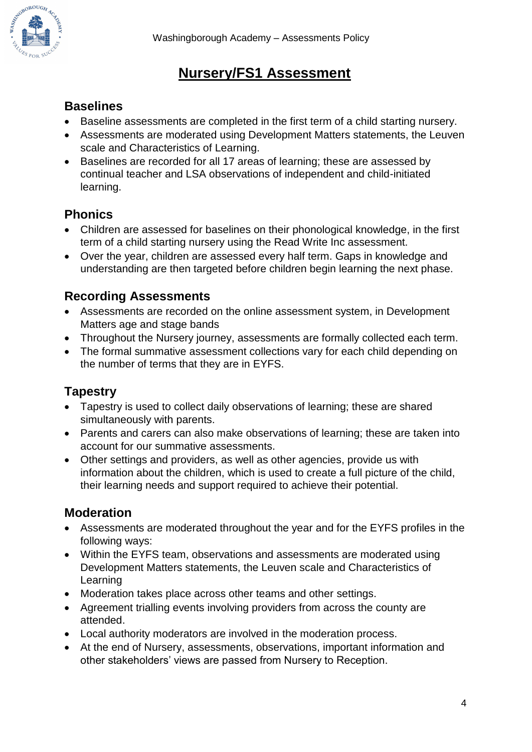# Nursery/FS1 Assessment

## Baselines

- Baseline assessments are completed in the first term of a child starting nursery.
- Assessments are moderated using Development Matters statements, the Leuven scale and Characteristics of Learning.
- Baselines are recorded for all 17 areas of learning; these are assessed by continual teacher and LSA observations of independent and child-initiated learning.

## Phonics

- Children are assessed for baselines on their phonological knowledge, in the first term of a child starting nursery using the Read Write Inc assessment.
- Over the year, children are assessed every half term. Gaps in knowledge and understanding are then targeted before children begin learning the next phase.

## Recording Assessments

- Assessments are recorded on the online assessment system, in Development Matters age and stage bands
- Throughout the Nursery journey, assessments are formally collected each term.
- The formal summative assessment collections vary for each child depending on the number of terms that they are in EYFS.

## Tapestry

- Tapestry is used to collect daily observations of learning; these are shared simultaneously with parents.
- Parents and carers can also make observations of learning; these are taken into account for our summative assessments.
- Other settings and providers, as well as other agencies, provide us with information about the children, which is used to create a full picture of the child, their learning needs and support required to achieve their potential.

## Moderation

- Assessments are moderated throughout the year and for the EYFS profiles in the following ways:
- Within the EYFS team, observations and assessments are moderated using Development Matters statements, the Leuven scale and Characteristics of Learning
- Moderation takes place across other teams and other settings.
- Agreement trialling events involving providers from across the county are attended.
- Local authority moderators are involved in the moderation process.
- At the end of Nursery, assessments, observations, important information and other stakeholders' views are passed from Nursery to Reception.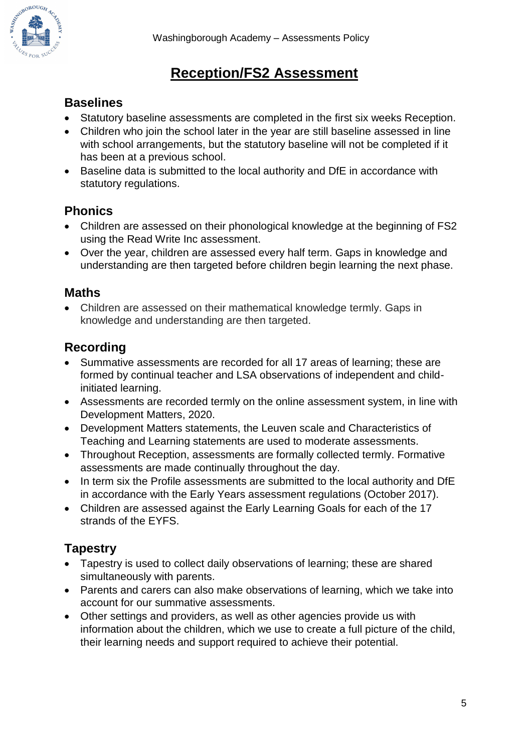# Reception/FS2 Assessment

## Baselines

- Statutory baseline assessments are completed in the first six weeks Reception.
- Children who join the school later in the year are still baseline assessed in line with school arrangements, but the statutory baseline will not be completed if it has been at a previous school.
- Baseline data is submitted to the local authority and DfE in accordance with statutory regulations.

## Phonics

- Children are assessed on their phonological knowledge at the beginning of FS2 using the Read Write Inc assessment.
- Over the year, children are assessed every half term. Gaps in knowledge and understanding are then targeted before children begin learning the next phase.

## Maths

- Children are assessed on their mathematical knowledge termly. Gaps in knowledge and understanding are then targeted.

## Recording

- Summative assessments are recorded for all 17 areas of learning; these are formed by continual teacher and LSA observations of independent and child-initiated learning.
- Assessments are recorded termly on the online assessment system, in line with Development Matters, 2020.
- Development Matters statements, the Leuven scale and Characteristics of Teaching and Learning statements are used to moderate assessments.
- Throughout Reception, assessments are formally collected termly. Formative assessments are made continually throughout the day.
- In term six the Profile assessments are submitted to the local authority and DfE in accordance with the Early Years assessment regulations (October 2017).
- Children are assessed against the Early Learning Goals for each of the 17 strands of the EYFS.

## Tapestry

- Tapestry is used to collect daily observations of learning; these are shared simultaneously with parents.
- Parents and carers can also make observations of learning, which we take into account for our summative assessments.
- Other settings and providers, as well as other agencies provide us with information about the children, which we use to create a full picture of the child, their learning needs and support required to achieve their potential.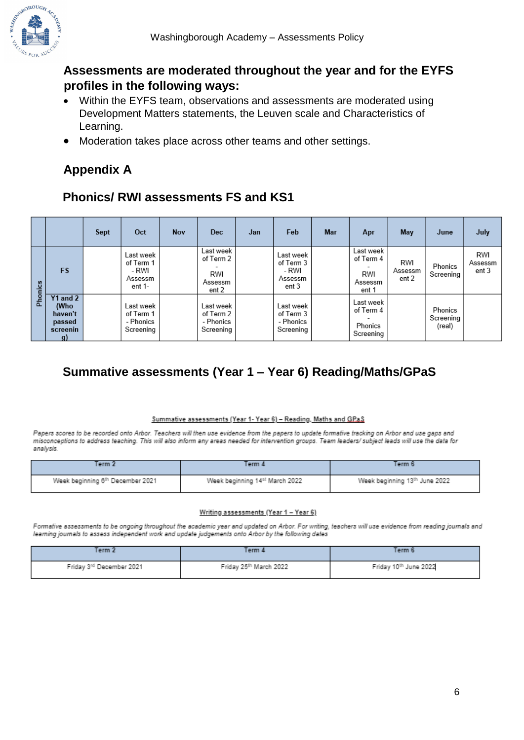**Assessments are moderated throughout the year and for the EYFS profiles in the following ways:**

- Within the EYFS team, observations and assessments are moderated using Development Matters statements, the Leuven scale and Characteristics of Learning.
- Moderation takes place across other teams and other settings.

## Appendix A

### Phonics/ RWI assessments FS and KS1

| | | Sept | Oct | Nov | Dec | Jan | Feb | Mar | Apr | May | June | July |
|---|---|---|---|---|---|---|---|---|---|---|---|---|
| Phonics | FS | | Last week of Term 1 - RWI Assessment 1- | | Last week of Term 2 - RWI Assessment 2 | | Last week of Term 3 - RWI Assessment 3 | | Last week of Term 4 - RWI Assessment 1 | RWI Assessment 2 | Phonics Screening | RWI Assessment 3 |
| | Y1 and 2 (Who haven't passed screening) | | Last week of Term 1 - Phonics Screening | | Last week of Term 2 - Phonics Screening | | Last week of Term 3 - Phonics Screening | | Last week of Term 4 - Phonics Screening | | Phonics Screening (real) | |

### Summative assessments (Year 1 – Year 6) Reading/Maths/GPaS

Summative assessments (Year 1- Year 6) – Reading, Maths and GPaS

*Papers scores to be recorded onto Arbor. Teachers will then use evidence from the papers to update formative tracking on Arbor and use gaps and misconceptions to address teaching. This will also inform any areas needed for intervention groups. Team leaders/ subject leads will use the data for analysis.*

| Term 2 | Term 4 | Term 6 |
|---|---|---|
| Week beginning 6th December 2021 | Week beginning 14st March 2022 | Week beginning 13th June 2022 |

Writing assessments (Year 1 – Year 6)

*Formative assessments to be ongoing throughout the academic year and updated on Arbor. For writing, teachers will use evidence from reading journals and learning journals to assess independent work and update judgements onto Arbor by the following dates*

| Term 2 | Term 4 | Term 6 |
|---|---|---|
| Friday 3rd December 2021 | Friday 25th March 2022 | Friday 10th June 2022 |